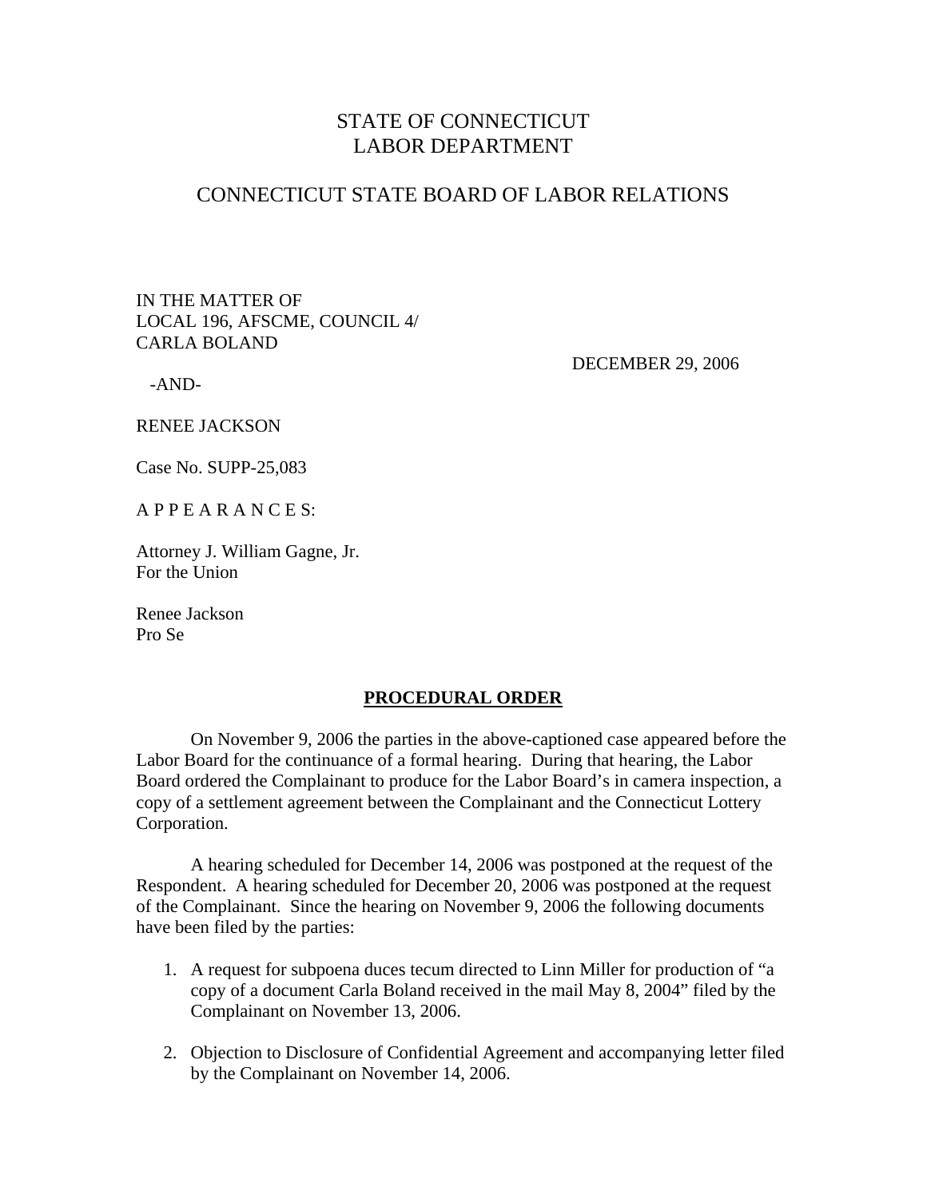# STATE OF CONNECTICUT
# LABOR DEPARTMENT

## CONNECTICUT STATE BOARD OF LABOR RELATIONS

IN THE MATTER OF
LOCAL 196, AFSCME, COUNCIL 4/
CARLA BOLAND

DECEMBER 29, 2006

-AND-

RENEE JACKSON

Case No. SUPP-25,083

A P P E A R A N C E S:

Attorney J. William Gagne, Jr.
For the Union

Renee Jackson
Pro Se

**PROCEDURAL ORDER**

On November 9, 2006 the parties in the above-captioned case appeared before the Labor Board for the continuance of a formal hearing. During that hearing, the Labor Board ordered the Complainant to produce for the Labor Board's in camera inspection, a copy of a settlement agreement between the Complainant and the Connecticut Lottery Corporation.

A hearing scheduled for December 14, 2006 was postponed at the request of the Respondent. A hearing scheduled for December 20, 2006 was postponed at the request of the Complainant. Since the hearing on November 9, 2006 the following documents have been filed by the parties:

1. A request for subpoena duces tecum directed to Linn Miller for production of "a copy of a document Carla Boland received in the mail May 8, 2004" filed by the Complainant on November 13, 2006.

2. Objection to Disclosure of Confidential Agreement and accompanying letter filed by the Complainant on November 14, 2006.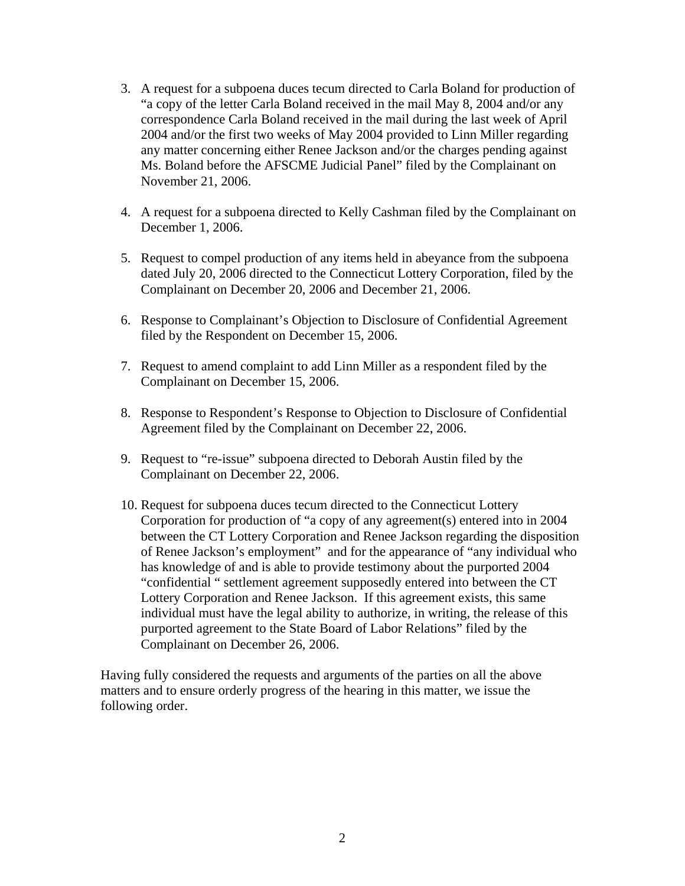3. A request for a subpoena duces tecum directed to Carla Boland for production of "a copy of the letter Carla Boland received in the mail May 8, 2004 and/or any correspondence Carla Boland received in the mail during the last week of April 2004 and/or the first two weeks of May 2004 provided to Linn Miller regarding any matter concerning either Renee Jackson and/or the charges pending against Ms. Boland before the AFSCME Judicial Panel" filed by the Complainant on November 21, 2006.

4. A request for a subpoena directed to Kelly Cashman filed by the Complainant on December 1, 2006.

5. Request to compel production of any items held in abeyance from the subpoena dated July 20, 2006 directed to the Connecticut Lottery Corporation, filed by the Complainant on December 20, 2006 and December 21, 2006.

6. Response to Complainant's Objection to Disclosure of Confidential Agreement filed by the Respondent on December 15, 2006.

7. Request to amend complaint to add Linn Miller as a respondent filed by the Complainant on December 15, 2006.

8. Response to Respondent's Response to Objection to Disclosure of Confidential Agreement filed by the Complainant on December 22, 2006.

9. Request to "re-issue" subpoena directed to Deborah Austin filed by the Complainant on December 22, 2006.

10. Request for subpoena duces tecum directed to the Connecticut Lottery Corporation for production of "a copy of any agreement(s) entered into in 2004 between the CT Lottery Corporation and Renee Jackson regarding the disposition of Renee Jackson's employment" and for the appearance of "any individual who has knowledge of and is able to provide testimony about the purported 2004 "confidential " settlement agreement supposedly entered into between the CT Lottery Corporation and Renee Jackson. If this agreement exists, this same individual must have the legal ability to authorize, in writing, the release of this purported agreement to the State Board of Labor Relations" filed by the Complainant on December 26, 2006.

Having fully considered the requests and arguments of the parties on all the above matters and to ensure orderly progress of the hearing in this matter, we issue the following order.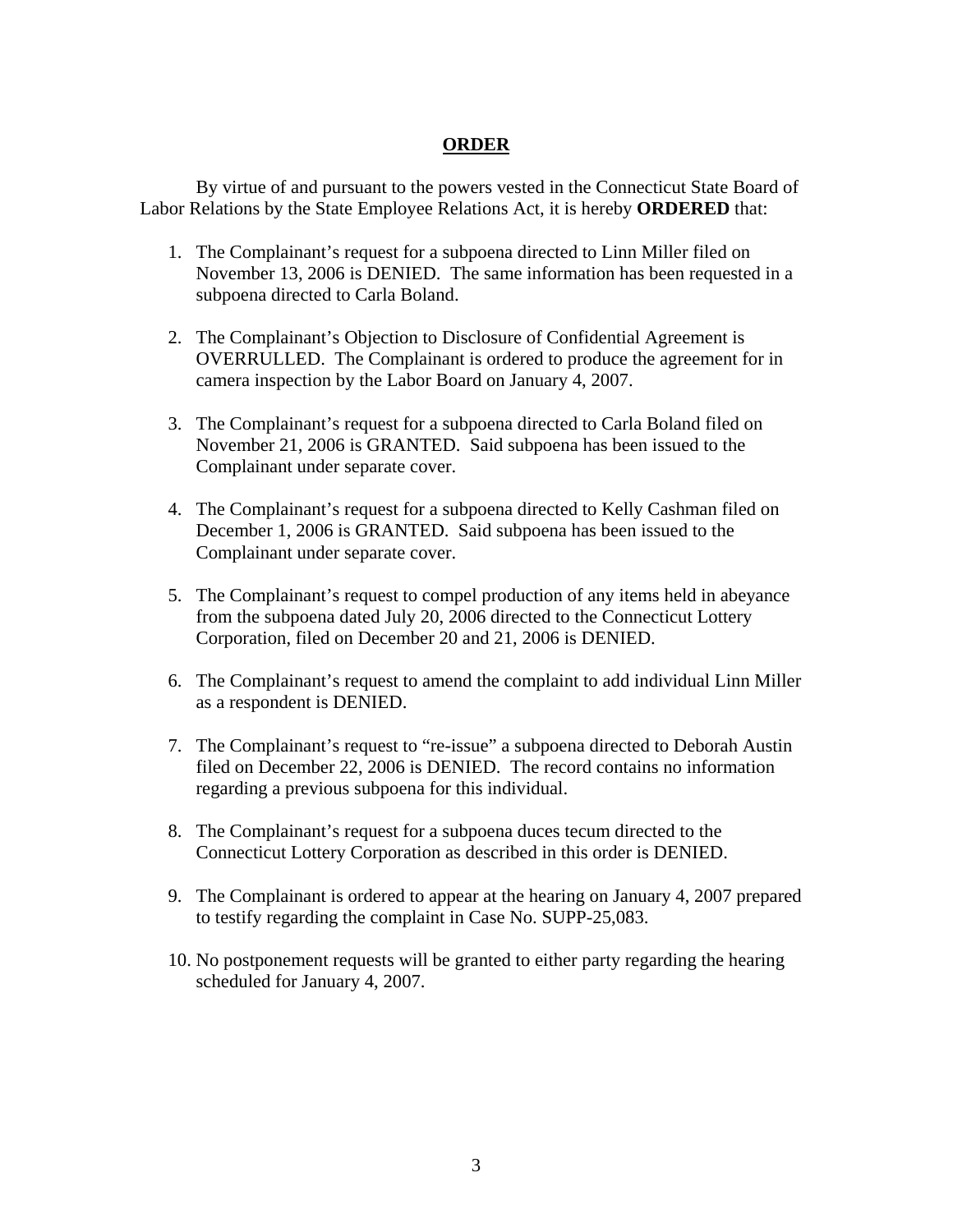## ORDER

By virtue of and pursuant to the powers vested in the Connecticut State Board of Labor Relations by the State Employee Relations Act, it is hereby **ORDERED** that:

1. The Complainant's request for a subpoena directed to Linn Miller filed on November 13, 2006 is DENIED. The same information has been requested in a subpoena directed to Carla Boland.

2. The Complainant's Objection to Disclosure of Confidential Agreement is OVERRULLED. The Complainant is ordered to produce the agreement for in camera inspection by the Labor Board on January 4, 2007.

3. The Complainant's request for a subpoena directed to Carla Boland filed on November 21, 2006 is GRANTED. Said subpoena has been issued to the Complainant under separate cover.

4. The Complainant's request for a subpoena directed to Kelly Cashman filed on December 1, 2006 is GRANTED. Said subpoena has been issued to the Complainant under separate cover.

5. The Complainant's request to compel production of any items held in abeyance from the subpoena dated July 20, 2006 directed to the Connecticut Lottery Corporation, filed on December 20 and 21, 2006 is DENIED.

6. The Complainant's request to amend the complaint to add individual Linn Miller as a respondent is DENIED.

7. The Complainant's request to "re-issue" a subpoena directed to Deborah Austin filed on December 22, 2006 is DENIED. The record contains no information regarding a previous subpoena for this individual.

8. The Complainant's request for a subpoena duces tecum directed to the Connecticut Lottery Corporation as described in this order is DENIED.

9. The Complainant is ordered to appear at the hearing on January 4, 2007 prepared to testify regarding the complaint in Case No. SUPP-25,083.

10. No postponement requests will be granted to either party regarding the hearing scheduled for January 4, 2007.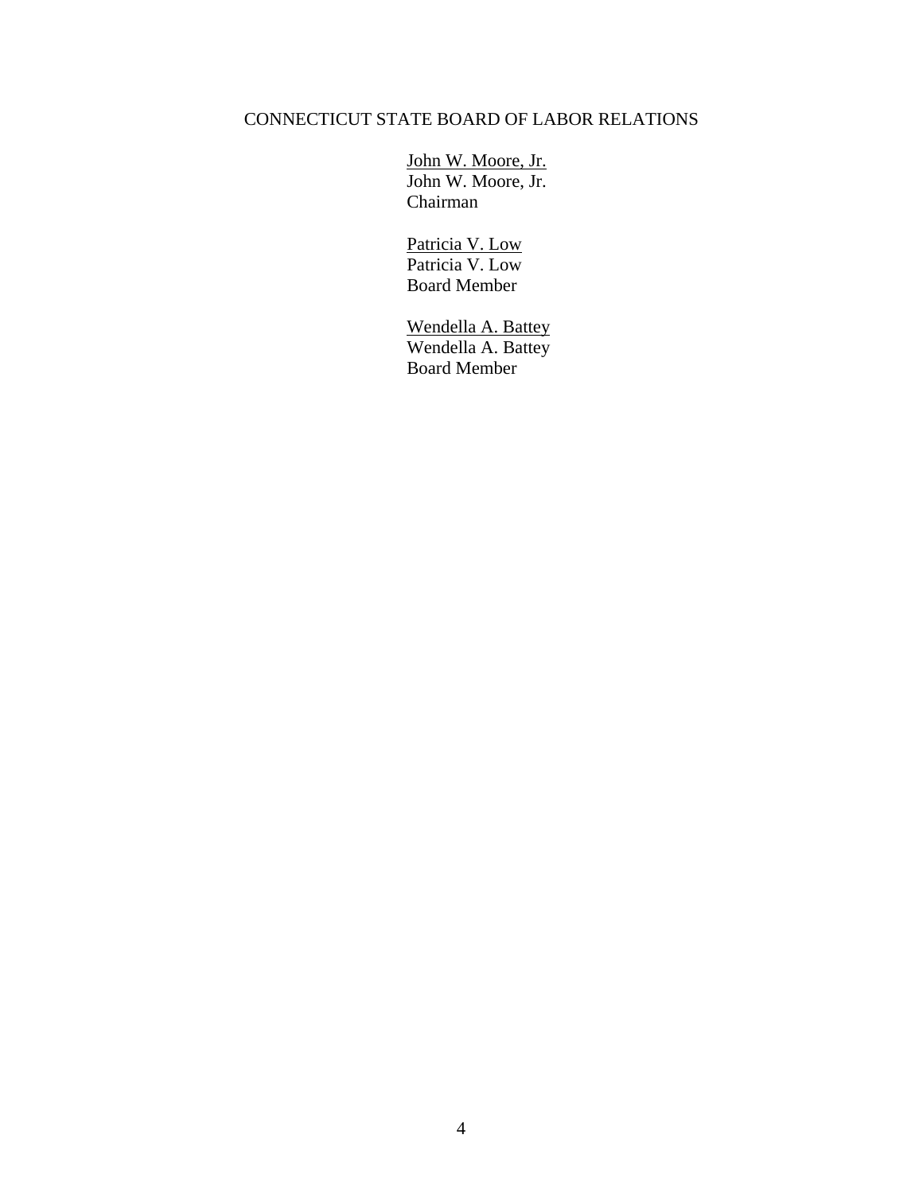CONNECTICUT STATE BOARD OF LABOR RELATIONS

<u>John W. Moore, Jr.</u>
John W. Moore, Jr.
Chairman

<u>Patricia V. Low</u>
Patricia V. Low
Board Member

<u>Wendella A. Battey</u>
Wendella A. Battey
Board Member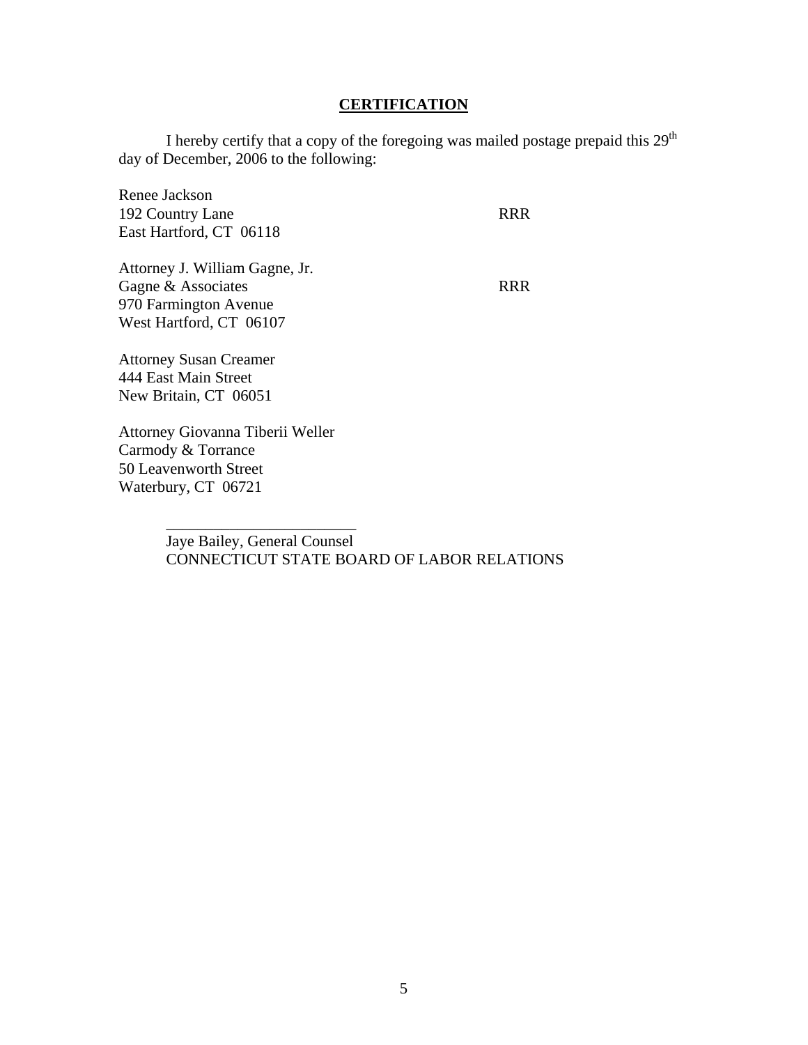## CERTIFICATION

I hereby certify that a copy of the foregoing was mailed postage prepaid this 29th day of December, 2006 to the following:

Renee Jackson
192 Country Lane RRR
East Hartford, CT 06118

Attorney J. William Gagne, Jr.
Gagne & Associates RRR
970 Farmington Avenue
West Hartford, CT 06107

Attorney Susan Creamer
444 East Main Street
New Britain, CT 06051

Attorney Giovanna Tiberii Weller
Carmody & Torrance
50 Leavenworth Street
Waterbury, CT 06721

_________________________
Jaye Bailey, General Counsel
CONNECTICUT STATE BOARD OF LABOR RELATIONS